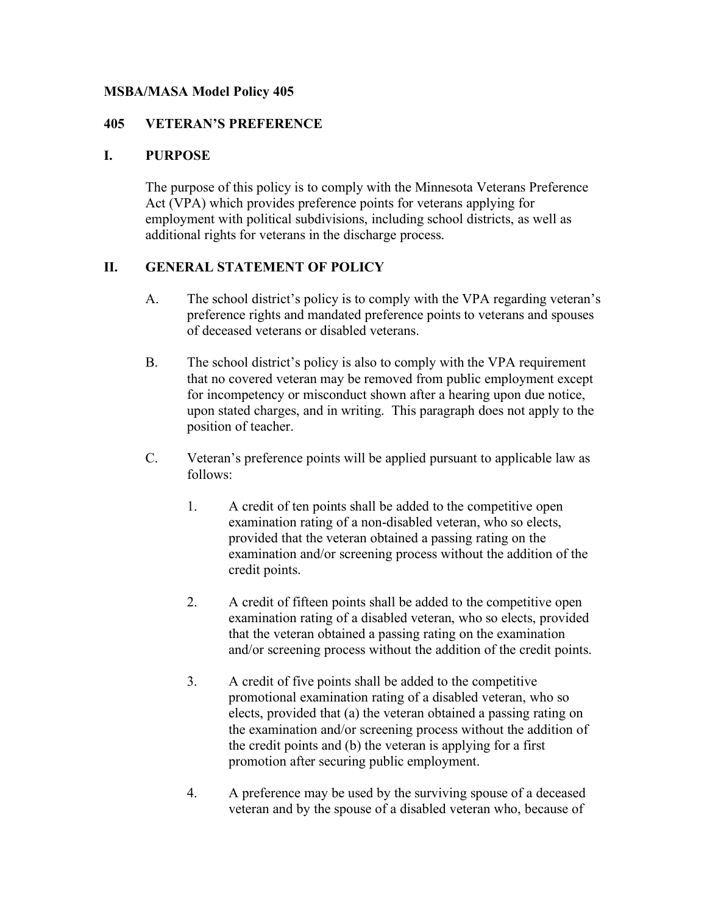**MSBA/MASA Model Policy 405**

## 405 VETERAN'S PREFERENCE

## I. PURPOSE

The purpose of this policy is to comply with the Minnesota Veterans Preference Act (VPA) which provides preference points for veterans applying for employment with political subdivisions, including school districts, as well as additional rights for veterans in the discharge process.

## II. GENERAL STATEMENT OF POLICY

A. The school district's policy is to comply with the VPA regarding veteran's preference rights and mandated preference points to veterans and spouses of deceased veterans or disabled veterans.

B. The school district's policy is also to comply with the VPA requirement that no covered veteran may be removed from public employment except for incompetency or misconduct shown after a hearing upon due notice, upon stated charges, and in writing. This paragraph does not apply to the position of teacher.

C. Veteran's preference points will be applied pursuant to applicable law as follows:

1. A credit of ten points shall be added to the competitive open examination rating of a non-disabled veteran, who so elects, provided that the veteran obtained a passing rating on the examination and/or screening process without the addition of the credit points.

2. A credit of fifteen points shall be added to the competitive open examination rating of a disabled veteran, who so elects, provided that the veteran obtained a passing rating on the examination and/or screening process without the addition of the credit points.

3. A credit of five points shall be added to the competitive promotional examination rating of a disabled veteran, who so elects, provided that (a) the veteran obtained a passing rating on the examination and/or screening process without the addition of the credit points and (b) the veteran is applying for a first promotion after securing public employment.

4. A preference may be used by the surviving spouse of a deceased veteran and by the spouse of a disabled veteran who, because of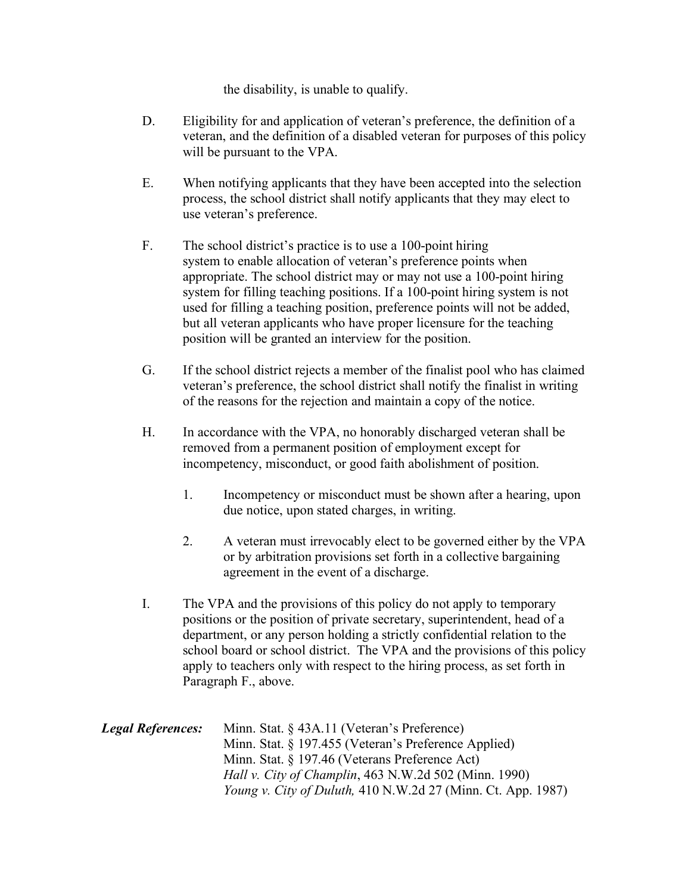the disability, is unable to qualify.

D. Eligibility for and application of veteran's preference, the definition of a veteran, and the definition of a disabled veteran for purposes of this policy will be pursuant to the VPA.

E. When notifying applicants that they have been accepted into the selection process, the school district shall notify applicants that they may elect to use veteran's preference.

F. The school district's practice is to use a 100-point hiring system to enable allocation of veteran's preference points when appropriate. The school district may or may not use a 100-point hiring system for filling teaching positions. If a 100-point hiring system is not used for filling a teaching position, preference points will not be added, but all veteran applicants who have proper licensure for the teaching position will be granted an interview for the position.

G. If the school district rejects a member of the finalist pool who has claimed veteran's preference, the school district shall notify the finalist in writing of the reasons for the rejection and maintain a copy of the notice.

H. In accordance with the VPA, no honorably discharged veteran shall be removed from a permanent position of employment except for incompetency, misconduct, or good faith abolishment of position.

   1. Incompetency or misconduct must be shown after a hearing, upon due notice, upon stated charges, in writing.

   2. A veteran must irrevocably elect to be governed either by the VPA or by arbitration provisions set forth in a collective bargaining agreement in the event of a discharge.

I. The VPA and the provisions of this policy do not apply to temporary positions or the position of private secretary, superintendent, head of a department, or any person holding a strictly confidential relation to the school board or school district. The VPA and the provisions of this policy apply to teachers only with respect to the hiring process, as set forth in Paragraph F., above.

***Legal References:*** Minn. Stat. § 43A.11 (Veteran's Preference)
Minn. Stat. § 197.455 (Veteran's Preference Applied)
Minn. Stat. § 197.46 (Veterans Preference Act)
*Hall v. City of Champlin*, 463 N.W.2d 502 (Minn. 1990)
*Young v. City of Duluth,* 410 N.W.2d 27 (Minn. Ct. App. 1987)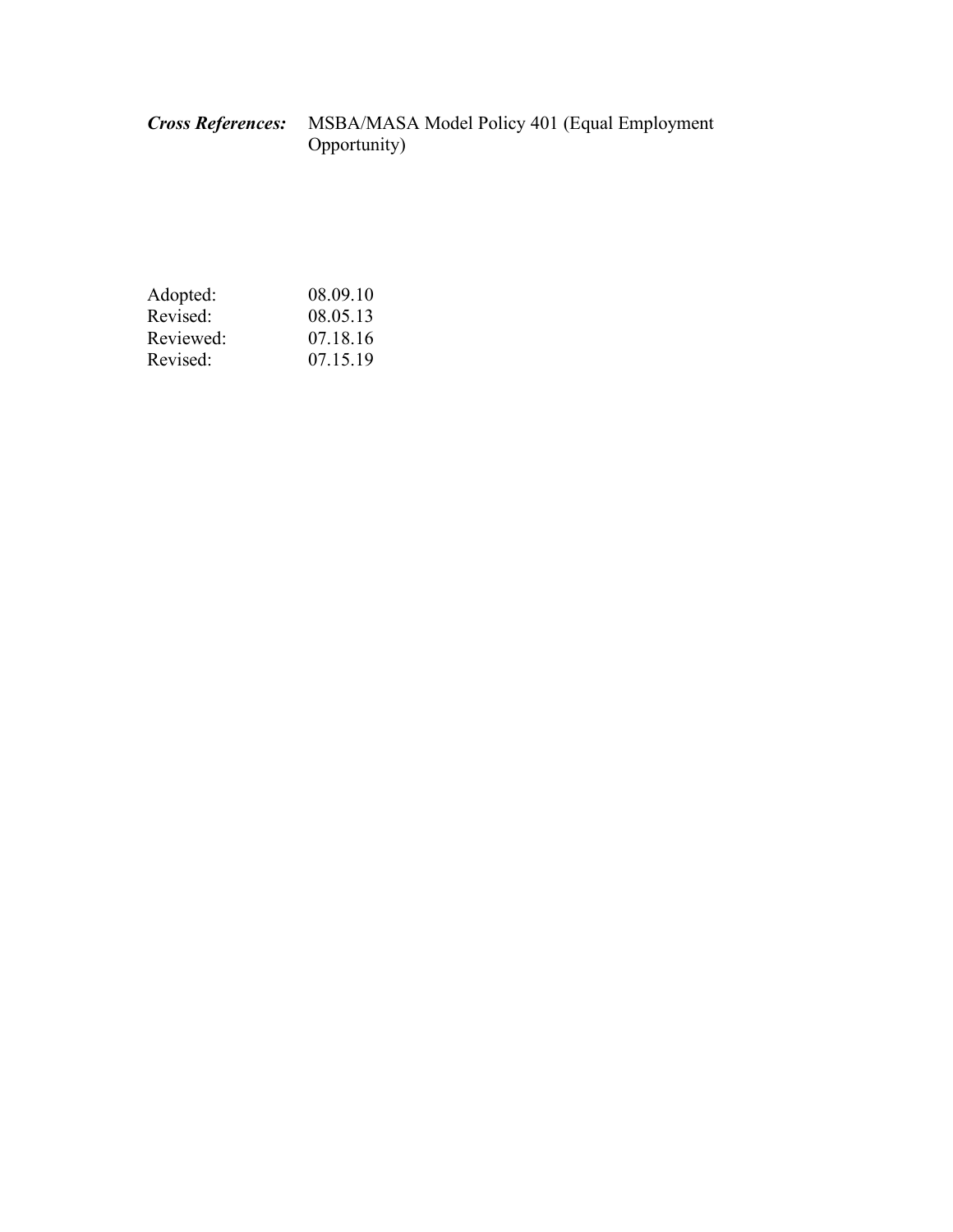***Cross References:*** MSBA/MASA Model Policy 401 (Equal Employment Opportunity)

| | |
|---|---|
| Adopted: | 08.09.10 |
| Revised: | 08.05.13 |
| Reviewed: | 07.18.16 |
| Revised: | 07.15.19 |